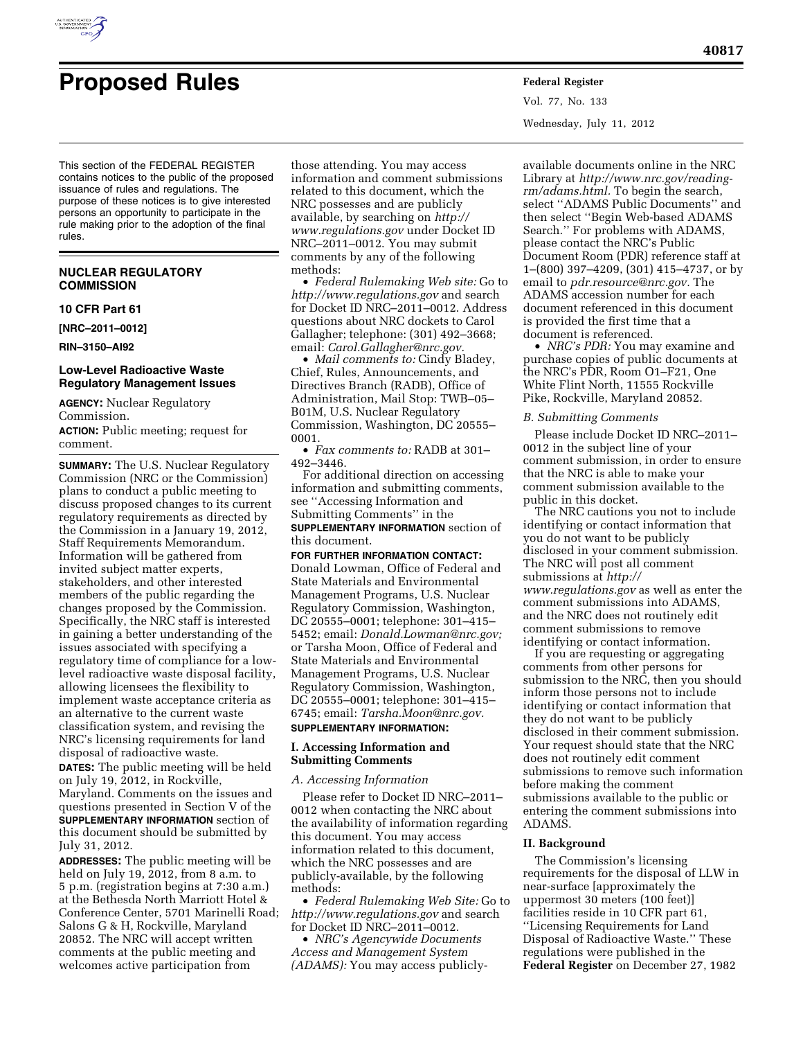# Proposed Rules

This section of the FEDERAL REGISTER contains notices to the public of the proposed issuance of rules and regulations. The purpose of these notices is to give interested persons an opportunity to participate in the rule making prior to the adoption of the final rules.

## NUCLEAR REGULATORY COMMISSION

### 10 CFR Part 61

**[NRC–2011–0012]**

**RIN–3150–AI92**

### Low-Level Radioactive Waste Regulatory Management Issues

**AGENCY:** Nuclear Regulatory Commission.

**ACTION:** Public meeting; request for comment.

**SUMMARY:** The U.S. Nuclear Regulatory Commission (NRC or the Commission) plans to conduct a public meeting to discuss proposed changes to its current regulatory requirements as directed by the Commission in a January 19, 2012, Staff Requirements Memorandum. Information will be gathered from invited subject matter experts, stakeholders, and other interested members of the public regarding the changes proposed by the Commission. Specifically, the NRC staff is interested in gaining a better understanding of the issues associated with specifying a regulatory time of compliance for a low-level radioactive waste disposal facility, allowing licensees the flexibility to implement waste acceptance criteria as an alternative to the current waste classification system, and revising the NRC's licensing requirements for land disposal of radioactive waste.

**DATES:** The public meeting will be held on July 19, 2012, in Rockville, Maryland. Comments on the issues and questions presented in Section V of the **SUPPLEMENTARY INFORMATION** section of this document should be submitted by July 31, 2012.

**ADDRESSES:** The public meeting will be held on July 19, 2012, from 8 a.m. to 5 p.m. (registration begins at 7:30 a.m.) at the Bethesda North Marriott Hotel & Conference Center, 5701 Marinelli Road; Salons G & H, Rockville, Maryland 20852. The NRC will accept written comments at the public meeting and welcomes active participation from those attending. You may access information and comment submissions related to this document, which the NRC possesses and are publicly available, by searching on *http://www.regulations.gov* under Docket ID NRC–2011–0012. You may submit comments by any of the following methods:

- *Federal Rulemaking Web site:* Go to *http://www.regulations.gov* and search for Docket ID NRC–2011–0012. Address questions about NRC dockets to Carol Gallagher; telephone: (301) 492–3668; email: *Carol.Gallagher@nrc.gov.*
- *Mail comments to:* Cindy Bladey, Chief, Rules, Announcements, and Directives Branch (RADB), Office of Administration, Mail Stop: TWB–05–B01M, U.S. Nuclear Regulatory Commission, Washington, DC 20555–0001.
- *Fax comments to:* RADB at 301–492–3446.

For additional direction on accessing information and submitting comments, see ''Accessing Information and Submitting Comments'' in the **SUPPLEMENTARY INFORMATION** section of this document.

**FOR FURTHER INFORMATION CONTACT:** Donald Lowman, Office of Federal and State Materials and Environmental Management Programs, U.S. Nuclear Regulatory Commission, Washington, DC 20555–0001; telephone: 301–415–5452; email: *Donald.Lowman@nrc.gov;* or Tarsha Moon, Office of Federal and State Materials and Environmental Management Programs, U.S. Nuclear Regulatory Commission, Washington, DC 20555–0001; telephone: 301–415–6745; email: *Tarsha.Moon@nrc.gov.*

**SUPPLEMENTARY INFORMATION:**

## I. Accessing Information and Submitting Comments

### *A. Accessing Information*

Please refer to Docket ID NRC–2011–0012 when contacting the NRC about the availability of information regarding this document. You may access information related to this document, which the NRC possesses and are publicly-available, by the following methods:

- *Federal Rulemaking Web Site:* Go to *http://www.regulations.gov* and search for Docket ID NRC–2011–0012.
- *NRC's Agencywide Documents Access and Management System (ADAMS):* You may access publicly-available documents online in the NRC Library at *http://www.nrc.gov/reading-rm/adams.html.* To begin the search, select ''ADAMS Public Documents'' and then select ''Begin Web-based ADAMS Search.'' For problems with ADAMS, please contact the NRC's Public Document Room (PDR) reference staff at 1–(800) 397–4209, (301) 415–4737, or by email to *pdr.resource@nrc.gov.* The ADAMS accession number for each document referenced in this document is provided the first time that a document is referenced.
- *NRC's PDR:* You may examine and purchase copies of public documents at the NRC's PDR, Room O1–F21, One White Flint North, 11555 Rockville Pike, Rockville, Maryland 20852.

### *B. Submitting Comments*

Please include Docket ID NRC–2011–0012 in the subject line of your comment submission, in order to ensure that the NRC is able to make your comment submission available to the public in this docket.

The NRC cautions you not to include identifying or contact information that you do not want to be publicly disclosed in your comment submission. The NRC will post all comment submissions at *http://www.regulations.gov* as well as enter the comment submissions into ADAMS, and the NRC does not routinely edit comment submissions to remove identifying or contact information.

If you are requesting or aggregating comments from other persons for submission to the NRC, then you should inform those persons not to include identifying or contact information that they do not want to be publicly disclosed in their comment submission. Your request should state that the NRC does not routinely edit comment submissions to remove such information before making the comment submissions available to the public or entering the comment submissions into ADAMS.

## II. Background

The Commission's licensing requirements for the disposal of LLW in near-surface [approximately the uppermost 30 meters (100 feet)] facilities reside in 10 CFR part 61, ''Licensing Requirements for Land Disposal of Radioactive Waste.'' These regulations were published in the **Federal Register** on December 27, 1982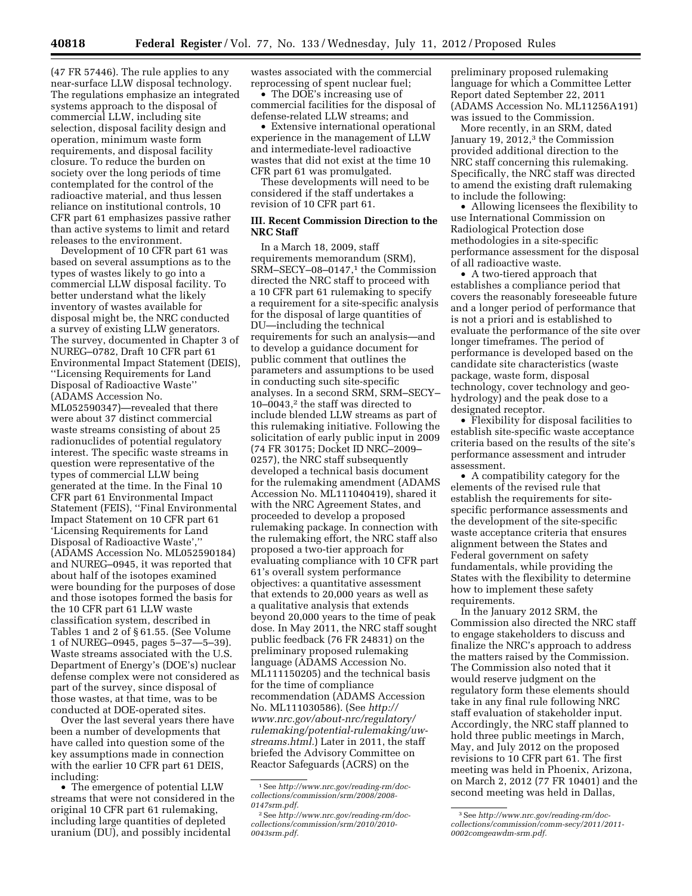(47 FR 57446). The rule applies to any near-surface LLW disposal technology. The regulations emphasize an integrated systems approach to the disposal of commercial LLW, including site selection, disposal facility design and operation, minimum waste form requirements, and disposal facility closure. To reduce the burden on society over the long periods of time contemplated for the control of the radioactive material, and thus lessen reliance on institutional controls, 10 CFR part 61 emphasizes passive rather than active systems to limit and retard releases to the environment.

Development of 10 CFR part 61 was based on several assumptions as to the types of wastes likely to go into a commercial LLW disposal facility. To better understand what the likely inventory of wastes available for disposal might be, the NRC conducted a survey of existing LLW generators. The survey, documented in Chapter 3 of NUREG–0782, Draft 10 CFR part 61 Environmental Impact Statement (DEIS), ''Licensing Requirements for Land Disposal of Radioactive Waste'' (ADAMS Accession No. ML052590347)—revealed that there were about 37 distinct commercial waste streams consisting of about 25 radionuclides of potential regulatory interest. The specific waste streams in question were representative of the types of commercial LLW being generated at the time. In the Final 10 CFR part 61 Environmental Impact Statement (FEIS), ''Final Environmental Impact Statement on 10 CFR part 61 'Licensing Requirements for Land Disposal of Radioactive Waste','' (ADAMS Accession No. ML052590184) and NUREG–0945, it was reported that about half of the isotopes examined were bounding for the purposes of dose and those isotopes formed the basis for the 10 CFR part 61 LLW waste classification system, described in Tables 1 and 2 of § 61.55. (See Volume 1 of NUREG–0945, pages 5–37—5–39). Waste streams associated with the U.S. Department of Energy's (DOE's) nuclear defense complex were not considered as part of the survey, since disposal of those wastes, at that time, was to be conducted at DOE-operated sites.

Over the last several years there have been a number of developments that have called into question some of the key assumptions made in connection with the earlier 10 CFR part 61 DEIS, including:

- The emergence of potential LLW streams that were not considered in the original 10 CFR part 61 rulemaking, including large quantities of depleted uranium (DU), and possibly incidental wastes associated with the commercial reprocessing of spent nuclear fuel;
- The DOE's increasing use of commercial facilities for the disposal of defense-related LLW streams; and
- Extensive international operational experience in the management of LLW and intermediate-level radioactive wastes that did not exist at the time 10 CFR part 61 was promulgated.

These developments will need to be considered if the staff undertakes a revision of 10 CFR part 61.

## III. Recent Commission Direction to the NRC Staff

In a March 18, 2009, staff requirements memorandum (SRM), SRM–SECY–08–0147,[1] the Commission directed the NRC staff to proceed with a 10 CFR part 61 rulemaking to specify a requirement for a site-specific analysis for the disposal of large quantities of DU—including the technical requirements for such an analysis—and to develop a guidance document for public comment that outlines the parameters and assumptions to be used in conducting such site-specific analyses. In a second SRM, SRM–SECY–10–0043,[2] the staff was directed to include blended LLW streams as part of this rulemaking initiative. Following the solicitation of early public input in 2009 (74 FR 30175; Docket ID NRC–2009–0257), the NRC staff subsequently developed a technical basis document for the rulemaking amendment (ADAMS Accession No. ML111040419), shared it with the NRC Agreement States, and proceeded to develop a proposed rulemaking package. In connection with the rulemaking effort, the NRC staff also proposed a two-tier approach for evaluating compliance with 10 CFR part 61's overall system performance objectives: a quantitative assessment that extends to 20,000 years as well as a qualitative analysis that extends beyond 20,000 years to the time of peak dose. In May 2011, the NRC staff sought public feedback (76 FR 24831) on the preliminary proposed rulemaking language (ADAMS Accession No. ML111150205) and the technical basis for the time of compliance recommendation (ADAMS Accession No. ML111030586). (See *http://www.nrc.gov/about-nrc/regulatory/rulemaking/potential-rulemaking/uw-streams.html*.) Later in 2011, the staff briefed the Advisory Committee on Reactor Safeguards (ACRS) on the preliminary proposed rulemaking language for which a Committee Letter Report dated September 22, 2011 (ADAMS Accession No. ML11256A191) was issued to the Commission.

More recently, in an SRM, dated January 19, 2012,[3] the Commission provided additional direction to the NRC staff concerning this rulemaking. Specifically, the NRC staff was directed to amend the existing draft rulemaking to include the following:

- Allowing licensees the flexibility to use International Commission on Radiological Protection dose methodologies in a site-specific performance assessment for the disposal of all radioactive waste.
- A two-tiered approach that establishes a compliance period that covers the reasonably foreseeable future and a longer period of performance that is not a priori and is established to evaluate the performance of the site over longer timeframes. The period of performance is developed based on the candidate site characteristics (waste package, waste form, disposal technology, cover technology and geo-hydrology) and the peak dose to a designated receptor.
- Flexibility for disposal facilities to establish site-specific waste acceptance criteria based on the results of the site's performance assessment and intruder assessment.
- A compatibility category for the elements of the revised rule that establish the requirements for site-specific performance assessments and the development of the site-specific waste acceptance criteria that ensures alignment between the States and Federal government on safety fundamentals, while providing the States with the flexibility to determine how to implement these safety requirements.

In the January 2012 SRM, the Commission also directed the NRC staff to engage stakeholders to discuss and finalize the NRC's approach to address the matters raised by the Commission. The Commission also noted that it would reserve judgment on the regulatory form these elements should take in any final rule following NRC staff evaluation of stakeholder input. Accordingly, the NRC staff planned to hold three public meetings in March, May, and July 2012 on the proposed revisions to 10 CFR part 61. The first meeting was held in Phoenix, Arizona, on March 2, 2012 (77 FR 10401) and the second meeting was held in Dallas,

---

[1] See *http://www.nrc.gov/reading-rm/doc-collections/commission/srm/2008/2008-0147srm.pdf.*

[2] See *http://www.nrc.gov/reading-rm/doc-collections/commission/srm/2010/2010-0043srm.pdf.*

[3] See *http://www.nrc.gov/reading-rm/doc-collections/commission/comm-secy/2011/2011-0002comgeawdm-srm.pdf.*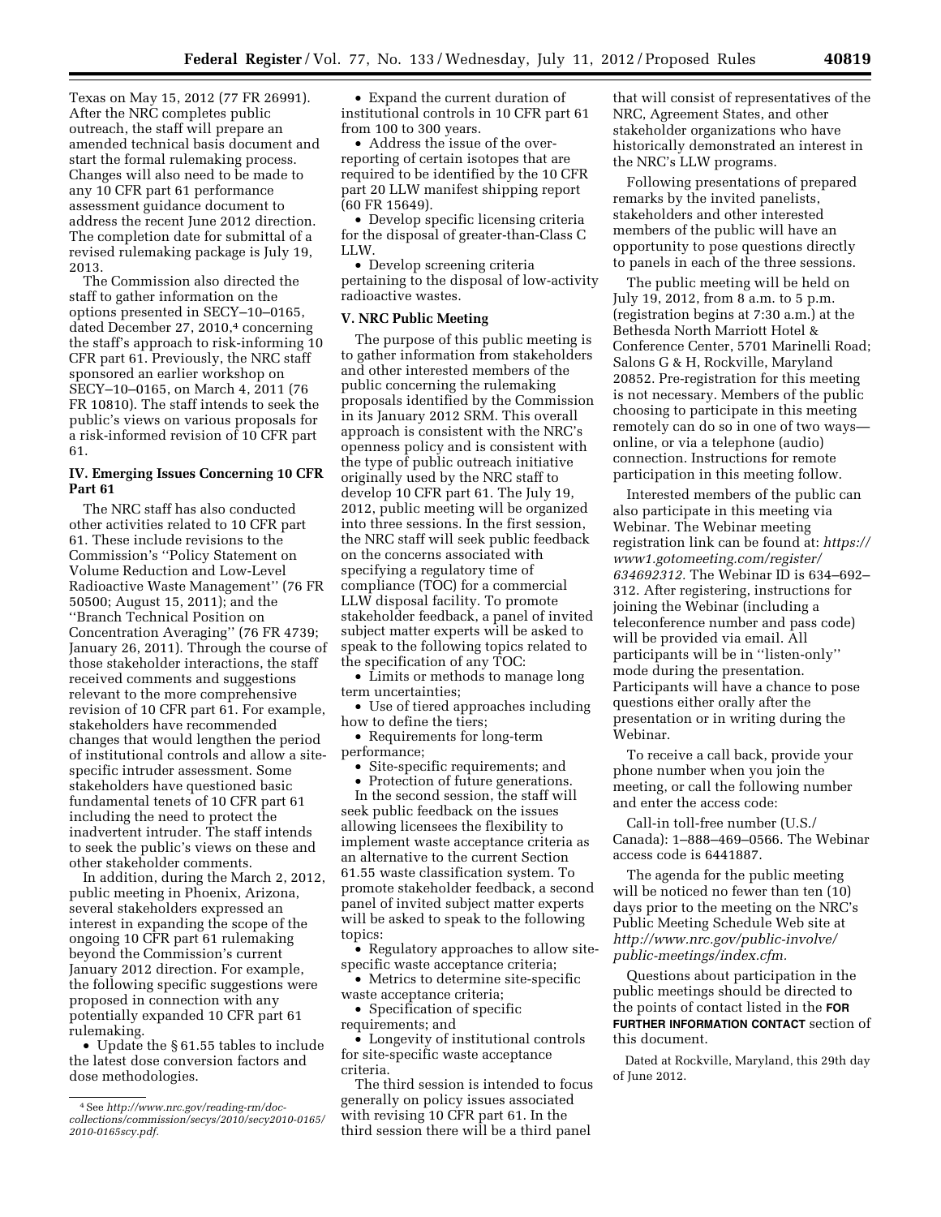Texas on May 15, 2012 (77 FR 26991). After the NRC completes public outreach, the staff will prepare an amended technical basis document and start the formal rulemaking process. Changes will also need to be made to any 10 CFR part 61 performance assessment guidance document to address the recent June 2012 direction. The completion date for submittal of a revised rulemaking package is July 19, 2013.

The Commission also directed the staff to gather information on the options presented in SECY–10–0165, dated December 27, 2010,[4] concerning the staff's approach to risk-informing 10 CFR part 61. Previously, the NRC staff sponsored an earlier workshop on SECY–10–0165, on March 4, 2011 (76 FR 10810). The staff intends to seek the public's views on various proposals for a risk-informed revision of 10 CFR part 61.

## IV. Emerging Issues Concerning 10 CFR Part 61

The NRC staff has also conducted other activities related to 10 CFR part 61. These include revisions to the Commission's ''Policy Statement on Volume Reduction and Low-Level Radioactive Waste Management'' (76 FR 50500; August 15, 2011); and the ''Branch Technical Position on Concentration Averaging'' (76 FR 4739; January 26, 2011). Through the course of those stakeholder interactions, the staff received comments and suggestions relevant to the more comprehensive revision of 10 CFR part 61. For example, stakeholders have recommended changes that would lengthen the period of institutional controls and allow a site-specific intruder assessment. Some stakeholders have questioned basic fundamental tenets of 10 CFR part 61 including the need to protect the inadvertent intruder. The staff intends to seek the public's views on these and other stakeholder comments.

In addition, during the March 2, 2012, public meeting in Phoenix, Arizona, several stakeholders expressed an interest in expanding the scope of the ongoing 10 CFR part 61 rulemaking beyond the Commission's current January 2012 direction. For example, the following specific suggestions were proposed in connection with any potentially expanded 10 CFR part 61 rulemaking.

- Update the § 61.55 tables to include the latest dose conversion factors and dose methodologies.
- Expand the current duration of institutional controls in 10 CFR part 61 from 100 to 300 years.
- Address the issue of the over-reporting of certain isotopes that are required to be identified by the 10 CFR part 20 LLW manifest shipping report (60 FR 15649).
- Develop specific licensing criteria for the disposal of greater-than-Class C LLW.
- Develop screening criteria pertaining to the disposal of low-activity radioactive wastes.

## V. NRC Public Meeting

The purpose of this public meeting is to gather information from stakeholders and other interested members of the public concerning the rulemaking proposals identified by the Commission in its January 2012 SRM. This overall approach is consistent with the NRC's openness policy and is consistent with the type of public outreach initiative originally used by the NRC staff to develop 10 CFR part 61. The July 19, 2012, public meeting will be organized into three sessions. In the first session, the NRC staff will seek public feedback on the concerns associated with specifying a regulatory time of compliance (TOC) for a commercial LLW disposal facility. To promote stakeholder feedback, a panel of invited subject matter experts will be asked to speak to the following topics related to the specification of any TOC:

- Limits or methods to manage long term uncertainties;
- Use of tiered approaches including how to define the tiers;
- Requirements for long-term performance;
- Site-specific requirements; and
- Protection of future generations.

In the second session, the staff will seek public feedback on the issues allowing licensees the flexibility to implement waste acceptance criteria as an alternative to the current Section 61.55 waste classification system. To promote stakeholder feedback, a second panel of invited subject matter experts will be asked to speak to the following topics:

- Regulatory approaches to allow site-specific waste acceptance criteria;
- Metrics to determine site-specific waste acceptance criteria;
- Specification of specific requirements; and
- Longevity of institutional controls for site-specific waste acceptance criteria.

The third session is intended to focus generally on policy issues associated with revising 10 CFR part 61. In the third session there will be a third panel that will consist of representatives of the NRC, Agreement States, and other stakeholder organizations who have historically demonstrated an interest in the NRC's LLW programs.

Following presentations of prepared remarks by the invited panelists, stakeholders and other interested members of the public will have an opportunity to pose questions directly to panels in each of the three sessions.

The public meeting will be held on July 19, 2012, from 8 a.m. to 5 p.m. (registration begins at 7:30 a.m.) at the Bethesda North Marriott Hotel & Conference Center, 5701 Marinelli Road; Salons G & H, Rockville, Maryland 20852. Pre-registration for this meeting is not necessary. Members of the public choosing to participate in this meeting remotely can do so in one of two ways—online, or via a telephone (audio) connection. Instructions for remote participation in this meeting follow.

Interested members of the public can also participate in this meeting via Webinar. The Webinar meeting registration link can be found at: *https://www1.gotomeeting.com/register/634692312.* The Webinar ID is 634–692–312. After registering, instructions for joining the Webinar (including a teleconference number and pass code) will be provided via email. All participants will be in ''listen-only'' mode during the presentation. Participants will have a chance to pose questions either orally after the presentation or in writing during the Webinar.

To receive a call back, provide your phone number when you join the meeting, or call the following number and enter the access code:

Call-in toll-free number (U.S./Canada): 1–888–469–0566. The Webinar access code is 6441887.

The agenda for the public meeting will be noticed no fewer than ten (10) days prior to the meeting on the NRC's Public Meeting Schedule Web site at *http://www.nrc.gov/public-involve/public-meetings/index.cfm.*

Questions about participation in the public meetings should be directed to the points of contact listed in the **FOR FURTHER INFORMATION CONTACT** section of this document.

Dated at Rockville, Maryland, this 29th day of June 2012.

---

[4] See *http://www.nrc.gov/reading-rm/doc-collections/commission/secys/2010/secy2010-0165/2010-0165scy.pdf.*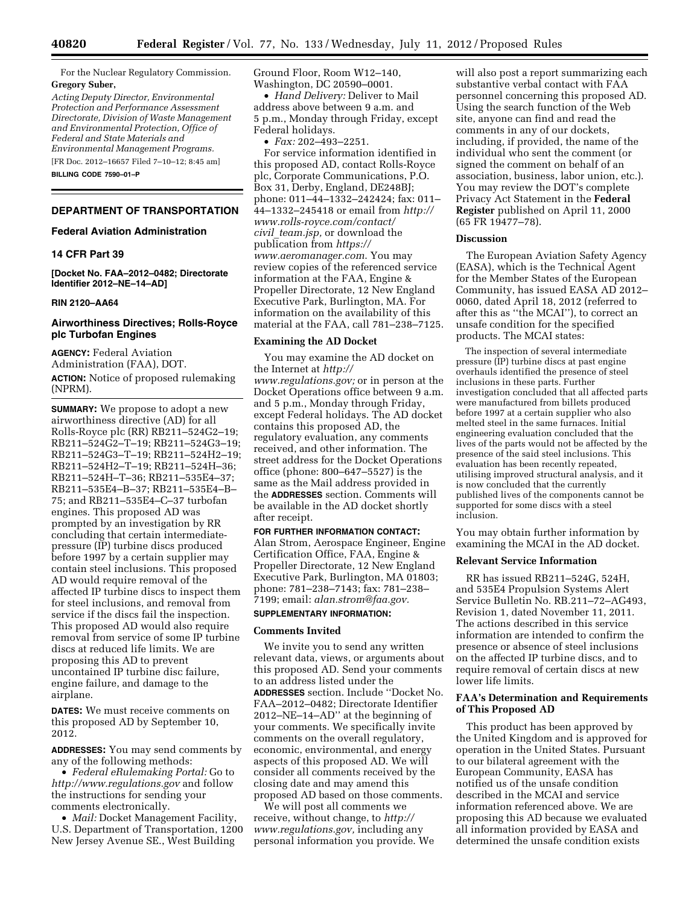For the Nuclear Regulatory Commission.

**Gregory Suber,**

*Acting Deputy Director, Environmental Protection and Performance Assessment Directorate, Division of Waste Management and Environmental Protection, Office of Federal and State Materials and Environmental Management Programs.*

[FR Doc. 2012–16657 Filed 7–10–12; 8:45 am]

**BILLING CODE 7590–01–P**

## DEPARTMENT OF TRANSPORTATION

### Federal Aviation Administration

### 14 CFR Part 39

**[Docket No. FAA–2012–0482; Directorate Identifier 2012–NE–14–AD]**

**RIN 2120–AA64**

### Airworthiness Directives; Rolls-Royce plc Turbofan Engines

**AGENCY:** Federal Aviation Administration (FAA), DOT.

**ACTION:** Notice of proposed rulemaking (NPRM).

**SUMMARY:** We propose to adopt a new airworthiness directive (AD) for all Rolls-Royce plc (RR) RB211–524G2–19; RB211–524G2–T–19; RB211–524G3–19; RB211–524G3–T–19; RB211–524H2–19; RB211–524H2–T–19; RB211–524H–36; RB211–524H–T–36; RB211–535E4–37; RB211–535E4–B–37; RB211–535E4–B–75; and RB211–535E4–C–37 turbofan engines. This proposed AD was prompted by an investigation by RR concluding that certain intermediate-pressure (IP) turbine discs produced before 1997 by a certain supplier may contain steel inclusions. This proposed AD would require removal of the affected IP turbine discs to inspect them for steel inclusions, and removal from service if the discs fail the inspection. This proposed AD would also require removal from service of some IP turbine discs at reduced life limits. We are proposing this AD to prevent uncontained IP turbine disc failure, engine failure, and damage to the airplane.

**DATES:** We must receive comments on this proposed AD by September 10, 2012.

**ADDRESSES:** You may send comments by any of the following methods:

- *Federal eRulemaking Portal:* Go to *http://www.regulations.gov* and follow the instructions for sending your comments electronically.
- *Mail:* Docket Management Facility, U.S. Department of Transportation, 1200 New Jersey Avenue SE., West Building Ground Floor, Room W12–140, Washington, DC 20590–0001.
- *Hand Delivery:* Deliver to Mail address above between 9 a.m. and 5 p.m., Monday through Friday, except Federal holidays.
- *Fax:* 202–493–2251.

For service information identified in this proposed AD, contact Rolls-Royce plc, Corporate Communications, P.O. Box 31, Derby, England, DE248BJ; phone: 011–44–1332–242424; fax: 011–44–1332–245418 or email from *http://www.rolls-royce.com/contact/civil_team.jsp,* or download the publication from *https://www.aeromanager.com.* You may review copies of the referenced service information at the FAA, Engine & Propeller Directorate, 12 New England Executive Park, Burlington, MA. For information on the availability of this material at the FAA, call 781–238–7125.

#### Examining the AD Docket

You may examine the AD docket on the Internet at *http://www.regulations.gov;* or in person at the Docket Operations office between 9 a.m. and 5 p.m., Monday through Friday, except Federal holidays. The AD docket contains this proposed AD, the regulatory evaluation, any comments received, and other information. The street address for the Docket Operations office (phone: 800–647–5527) is the same as the Mail address provided in the **ADDRESSES** section. Comments will be available in the AD docket shortly after receipt.

**FOR FURTHER INFORMATION CONTACT:** Alan Strom, Aerospace Engineer, Engine Certification Office, FAA, Engine & Propeller Directorate, 12 New England Executive Park, Burlington, MA 01803; phone: 781–238–7143; fax: 781–238–7199; email: *alan.strom@faa.gov.*

**SUPPLEMENTARY INFORMATION:**

#### Comments Invited

We invite you to send any written relevant data, views, or arguments about this proposed AD. Send your comments to an address listed under the **ADDRESSES** section. Include ''Docket No. FAA–2012–0482; Directorate Identifier 2012–NE–14–AD'' at the beginning of your comments. We specifically invite comments on the overall regulatory, economic, environmental, and energy aspects of this proposed AD. We will consider all comments received by the closing date and may amend this proposed AD based on those comments.

We will post all comments we receive, without change, to *http://www.regulations.gov,* including any personal information you provide. We will also post a report summarizing each substantive verbal contact with FAA personnel concerning this proposed AD. Using the search function of the Web site, anyone can find and read the comments in any of our dockets, including, if provided, the name of the individual who sent the comment (or signed the comment on behalf of an association, business, labor union, etc.). You may review the DOT's complete Privacy Act Statement in the **Federal Register** published on April 11, 2000 (65 FR 19477–78).

#### Discussion

The European Aviation Safety Agency (EASA), which is the Technical Agent for the Member States of the European Community, has issued EASA AD 2012–0060, dated April 18, 2012 (referred to after this as ''the MCAI''), to correct an unsafe condition for the specified products. The MCAI states:

> The inspection of several intermediate pressure (IP) turbine discs at past engine overhauls identified the presence of steel inclusions in these parts. Further investigation concluded that all affected parts were manufactured from billets produced before 1997 at a certain supplier who also melted steel in the same furnaces. Initial engineering evaluation concluded that the lives of the parts would not be affected by the presence of the said steel inclusions. This evaluation has been recently repeated, utilising improved structural analysis, and it is now concluded that the currently published lives of the components cannot be supported for some discs with a steel inclusion.

You may obtain further information by examining the MCAI in the AD docket.

#### Relevant Service Information

RR has issued RB211–524G, 524H, and 535E4 Propulsion Systems Alert Service Bulletin No. RB.211–72–AG493, Revision 1, dated November 11, 2011. The actions described in this service information are intended to confirm the presence or absence of steel inclusions on the affected IP turbine discs, and to require removal of certain discs at new lower life limits.

#### FAA's Determination and Requirements of This Proposed AD

This product has been approved by the United Kingdom and is approved for operation in the United States. Pursuant to our bilateral agreement with the European Community, EASA has notified us of the unsafe condition described in the MCAI and service information referenced above. We are proposing this AD because we evaluated all information provided by EASA and determined the unsafe condition exists